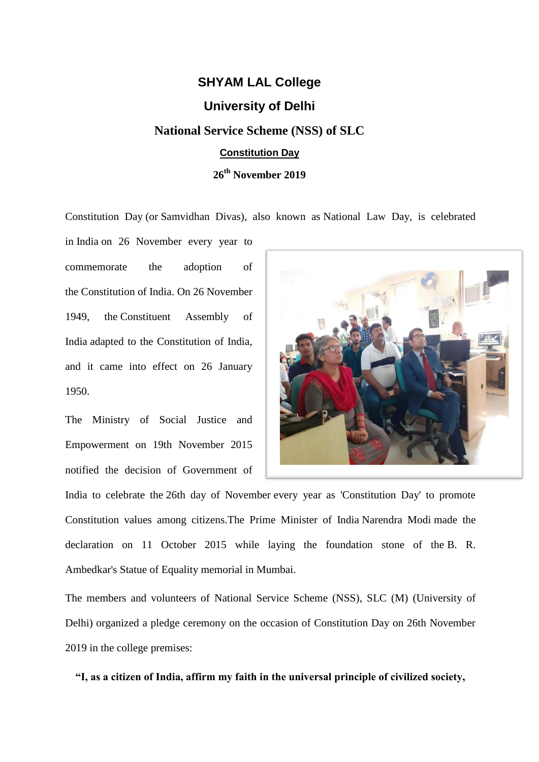# SHYAM LAL College

## University of Delhi

## National Service Scheme (NSS) of SLC

### Constitution Day

### 26th November 2019

Constitution Day (or Samvidhan Divas), also known as National Law Day, is celebrated in India on 26 November every year to commemorate the adoption of the Constitution of India. On 26 November 1949, the Constituent Assembly of India adapted to the Constitution of India, and it came into effect on 26 January 1950.

The Ministry of Social Justice and Empowerment on 19th November 2015 notified the decision of Government of India to celebrate the 26th day of November every year as 'Constitution Day' to promote Constitution values among citizens.The Prime Minister of India Narendra Modi made the declaration on 11 October 2015 while laying the foundation stone of the B. R. Ambedkar's Statue of Equality memorial in Mumbai.

The members and volunteers of National Service Scheme (NSS), SLC (M) (University of Delhi) organized a pledge ceremony on the occasion of Constitution Day on 26th November 2019 in the college premises:

**"I, as a citizen of India, affirm my faith in the universal principle of civilized society,**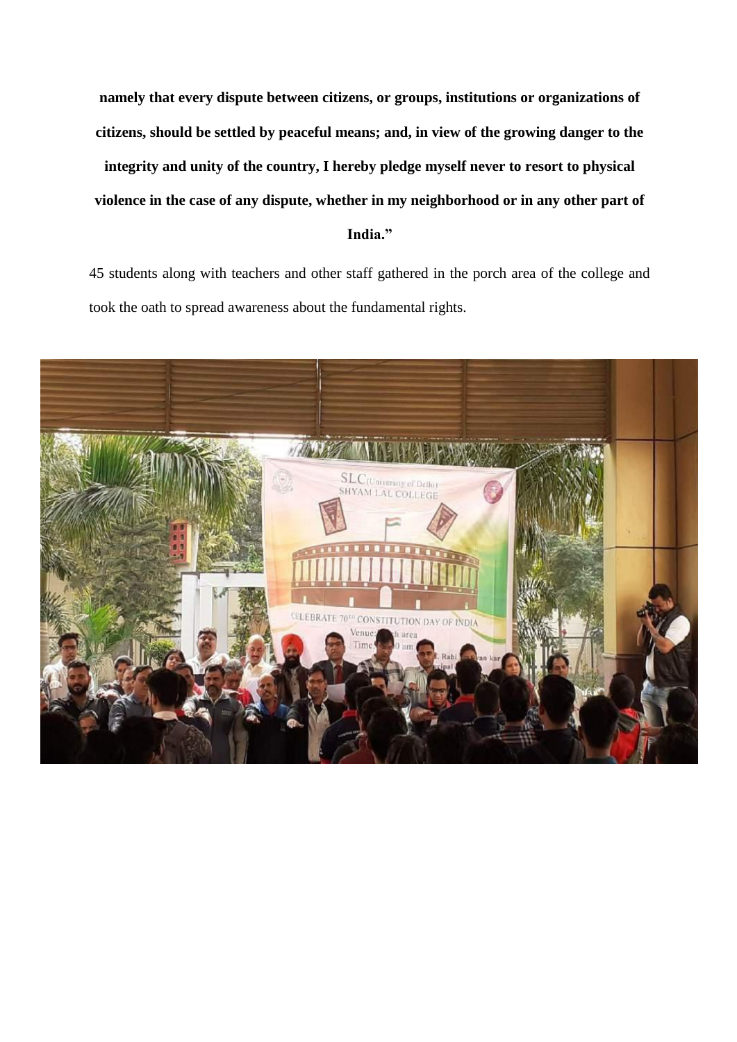**namely that every dispute between citizens, or groups, institutions or organizations of citizens, should be settled by peaceful means; and, in view of the growing danger to the integrity and unity of the country, I hereby pledge myself never to resort to physical violence in the case of any dispute, whether in my neighborhood or in any other part of India."**

45 students along with teachers and other staff gathered in the porch area of the college and took the oath to spread awareness about the fundamental rights.